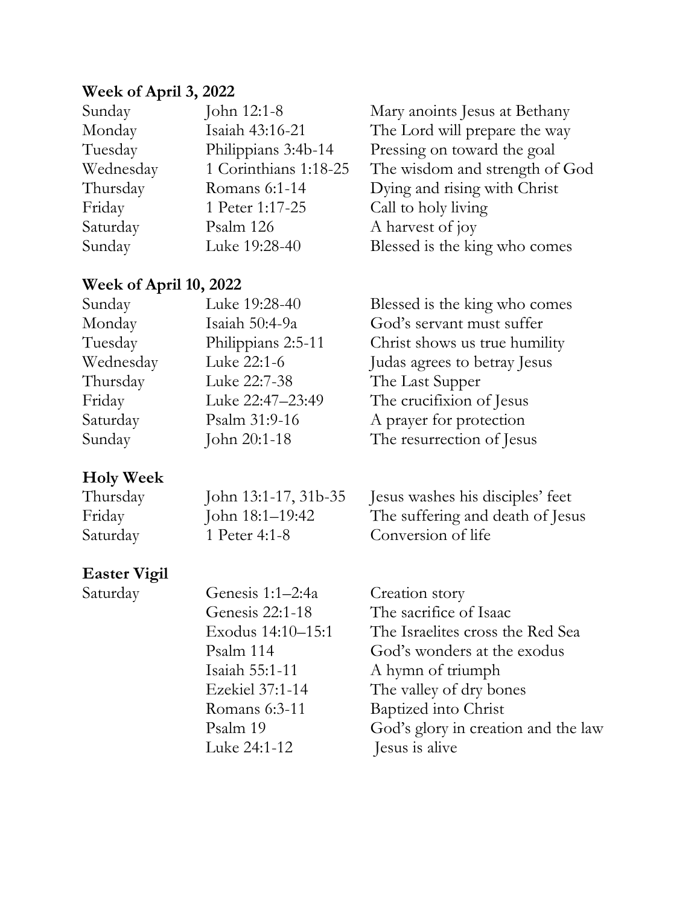**Week of April 3, 2022**

| | | |
|---|---|---|
| Sunday | John 12:1-8 | Mary anoints Jesus at Bethany |
| Monday | Isaiah 43:16-21 | The Lord will prepare the way |
| Tuesday | Philippians 3:4b-14 | Pressing on toward the goal |
| Wednesday | 1 Corinthians 1:18-25 | The wisdom and strength of God |
| Thursday | Romans 6:1-14 | Dying and rising with Christ |
| Friday | 1 Peter 1:17-25 | Call to holy living |
| Saturday | Psalm 126 | A harvest of joy |
| Sunday | Luke 19:28-40 | Blessed is the king who comes |

**Week of April 10, 2022**

| | | |
|---|---|---|
| Sunday | Luke 19:28-40 | Blessed is the king who comes |
| Monday | Isaiah 50:4-9a | God's servant must suffer |
| Tuesday | Philippians 2:5-11 | Christ shows us true humility |
| Wednesday | Luke 22:1-6 | Judas agrees to betray Jesus |
| Thursday | Luke 22:7-38 | The Last Supper |
| Friday | Luke 22:47–23:49 | The crucifixion of Jesus |
| Saturday | Psalm 31:9-16 | A prayer for protection |
| Sunday | John 20:1-18 | The resurrection of Jesus |

**Holy Week**

| | | |
|---|---|---|
| Thursday | John 13:1-17, 31b-35 | Jesus washes his disciples' feet |
| Friday | John 18:1–19:42 | The suffering and death of Jesus |
| Saturday | 1 Peter 4:1-8 | Conversion of life |

**Easter Vigil**

| | | |
|---|---|---|
| Saturday | Genesis 1:1–2:4a | Creation story |
| | Genesis 22:1-18 | The sacrifice of Isaac |
| | Exodus 14:10–15:1 | The Israelites cross the Red Sea |
| | Psalm 114 | God's wonders at the exodus |
| | Isaiah 55:1-11 | A hymn of triumph |
| | Ezekiel 37:1-14 | The valley of dry bones |
| | Romans 6:3-11 | Baptized into Christ |
| | Psalm 19 | God's glory in creation and the law |
| | Luke 24:1-12 | Jesus is alive |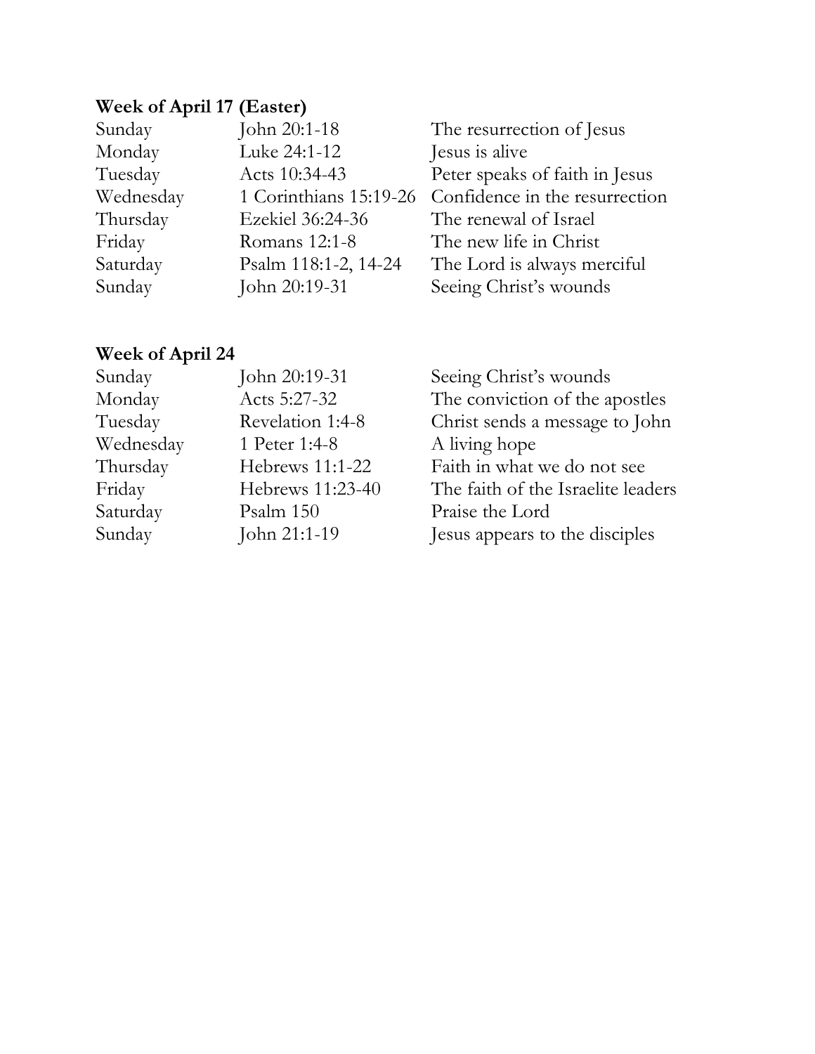**Week of April 17 (Easter)**

| | | |
|---|---|---|
| Sunday | John 20:1-18 | The resurrection of Jesus |
| Monday | Luke 24:1-12 | Jesus is alive |
| Tuesday | Acts 10:34-43 | Peter speaks of faith in Jesus |
| Wednesday | 1 Corinthians 15:19-26 | Confidence in the resurrection |
| Thursday | Ezekiel 36:24-36 | The renewal of Israel |
| Friday | Romans 12:1-8 | The new life in Christ |
| Saturday | Psalm 118:1-2, 14-24 | The Lord is always merciful |
| Sunday | John 20:19-31 | Seeing Christ's wounds |

**Week of April 24**

| | | |
|---|---|---|
| Sunday | John 20:19-31 | Seeing Christ's wounds |
| Monday | Acts 5:27-32 | The conviction of the apostles |
| Tuesday | Revelation 1:4-8 | Christ sends a message to John |
| Wednesday | 1 Peter 1:4-8 | A living hope |
| Thursday | Hebrews 11:1-22 | Faith in what we do not see |
| Friday | Hebrews 11:23-40 | The faith of the Israelite leaders |
| Saturday | Psalm 150 | Praise the Lord |
| Sunday | John 21:1-19 | Jesus appears to the disciples |